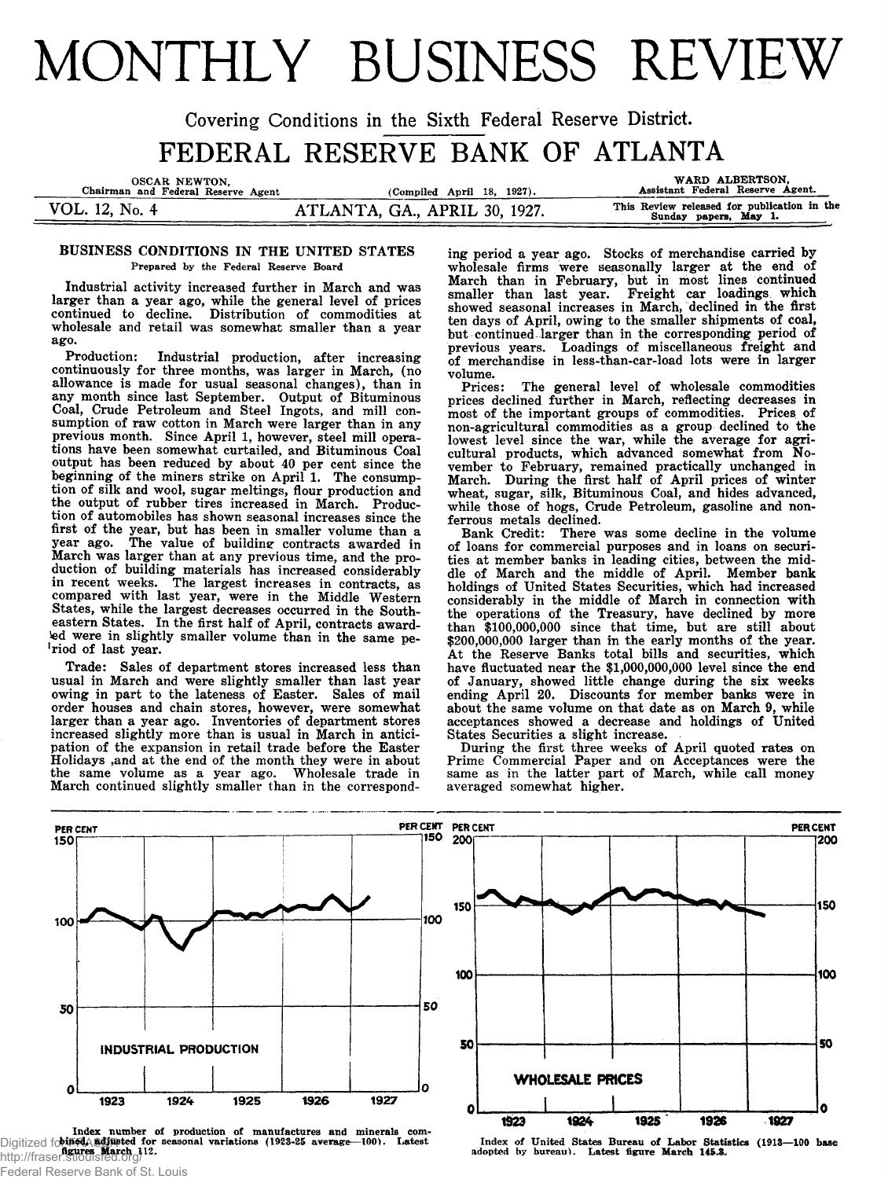# MONTHLY BUSINESS REVIEW

Covering Conditions in the Sixth Federal Reserve District.

# FEDERAL RESERVE BANK OF ATLANTA

OSCAR NEWTON, Chairman and Federal Reserve Agent (Compiled April 18, 1927). WARD ALBERTSON, Assistant Federal Reserve Agent.

VOL. 12, No. 4 ATLANTA, GA., APRIL 30, 1927. This Review released for publication in the Sunday papers, May 1.

## BUSINESS CONDITIONS IN THE UNITED STATES

Prepared by the Federal Reserve Board

Industrial activity increased further in March and was larger than a year ago, while the general level of prices continued to decline. Distribution of commodities at wholesale and retail was somewhat smaller than a year ago.

Production: Industrial production, after increasing continuously for three months, was larger in March, (no allowance is made for usual seasonal changes), than in any month since last September. Output of Bituminous Coal, Crude Petroleum and Steel Ingots, and mill consumption of raw cotton in March were larger than in any previous month. Since April 1, however, steel mill operations have been somewhat curtailed, and Bituminous Coal output has been reduced by about 40 per cent since the beginning of the miners strike on April 1. The consumption of silk and wool, sugar meltings, flour production and the output of rubber tires increased in March. Production of automobiles has shown seasonal increases since the first of the year, but has been in smaller volume than a year ago. The value of building contracts awarded in March was larger than at any previous time, and the production of building materials has increased considerably in recent weeks. The largest increases in contracts, as compared with last year, were in the Middle Western States, while the largest decreases occurred in the Southeastern States. In the first half of April, contracts awarded were in slightly smaller volume than in the same period of last year.

Trade: Sales of department stores increased less than usual in March and were slightly smaller than last year owing in part to the lateness of Easter. Sales of mail order houses and chain stores, however, were somewhat larger than a year ago. Inventories of department stores increased slightly more than is usual in March in anticipation of the expansion in retail trade before the Easter Holidays ,and at the end of the month they were in about the same volume as a year ago. Wholesale trade in March continued slightly smaller than in the corresponding period a year ago. Stocks of merchandise carried by wholesale firms were seasonally larger at the end of March than in February, but in most lines continued smaller than last year. Freight car loadings which showed seasonal increases in March, declined in the first ten days of April, owing to the smaller shipments of coal, but continued larger than in the corresponding period of previous years. Loadings of miscellaneous freight and of merchandise in less-than-car-load lots were in larger volume.

Prices: The general level of wholesale commodities prices declined further in March, reflecting decreases in most of the important groups of commodities. Prices of non-agricultural commodities as a group declined to the lowest level since the war, while the average for agricultural products, which advanced somewhat from November to February, remained practically unchanged in March. During the first half of April prices of winter wheat, sugar, silk, Bituminous Coal, and hides advanced, while those of hogs, Crude Petroleum, gasoline and nonferrous metals declined.

Bank Credit: There was some decline in the volume of loans for commercial purposes and in loans on securities at member banks in leading cities, between the middle of March and the middle of April. Member bank holdings of United States Securities, which had increased considerably in the middle of March in connection with the operations of the Treasury, have declined by more than $100,000,000 since that time, but are still about $200,000,000 larger than in the early months of the year. At the Reserve Banks total bills and securities, which have fluctuated near the $1,000,000,000 level since the end of January, showed little change during the six weeks ending April 20. Discounts for member banks were in about the same volume on that date as on March 9, while acceptances showed a decrease and holdings of United States Securities a slight increase.

During the first three weeks of April quoted rates on Prime Commercial Paper and on Acceptances were the same as in the latter part of March, while call money averaged somewhat higher.

INDUSTRIAL PRODUCTION

Index number of production of manufactures and minerals combined, adjusted for seasonal variations (1923-25 average—100). Latest figures March 112.

WHOLESALE PRICES

Index of United States Bureau of Labor Statistics (1913—100 base adopted by bureau). Latest figure March 145.3.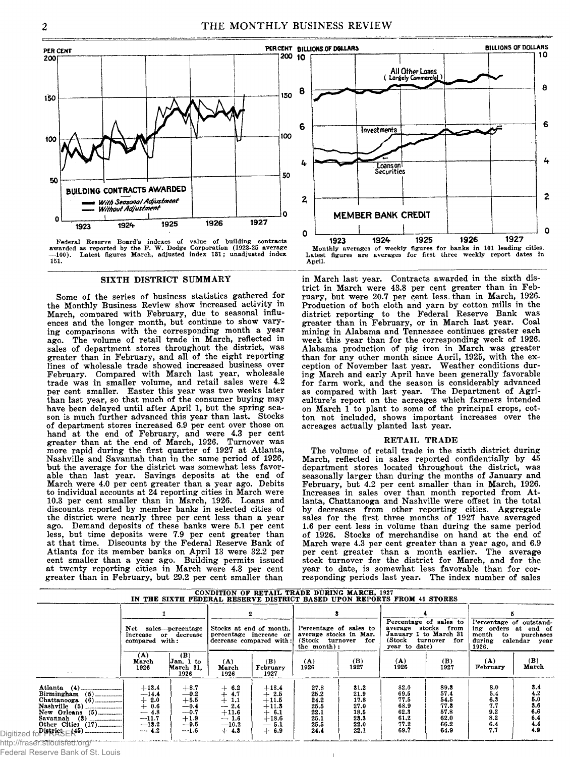Federal Reserve Board's indexes of value of building contracts awarded as reported by the F. W. Dodge Corporation (1923-25 average —100). Latest figures March, adjusted index 131; unadjusted index 151.

Monthly averages of weekly figures for banks in 101 leading cities. Latest figures are averages for first three weekly report dates in April.

## SIXTH DISTRICT SUMMARY

Some of the series of business statistics gathered for the Monthly Business Review show increased activity in March, compared with February, due to seasonal influences and the longer month, but continue to show varying comparisons with the corresponding month a year ago. The volume of retail trade in March, reflected in sales of department stores throughout the district, was greater than in February, and all of the eight reporting lines of wholesale trade showed increased business over February. Compared with March last year, wholesale trade was in smaller volume, and retail sales were 4.2 per cent smaller. Easter this year was two weeks later than last year, so that much of the consumer buying may have been delayed until after April 1, but the spring season is much further advanced this year than last. Stocks of department stores increased 6.9 per cent over those on hand at the end of February, and were 4.3 per cent greater than at the end of March, 1926. Turnover was more rapid during the first quarter of 1927 at Atlanta, Nashville and Savannah than in the same period of 1926, but the average for the district was somewhat less favorable than last year. Savings deposits at the end of March were 4.0 per cent greater than a year ago. Debits to individual accounts at 24 reporting cities in March were 10.3 per cent smaller than in March, 1926. Loans and discounts reported by member banks in selected cities of the district were nearly three per cent less than a year ago. Demand deposits of these banks were 5.1 per cent less, but time deposits were 7.9 per cent greater than at that time. Discounts by the Federal Reserve Bank of Atlanta for its member banks on April 13 were 32.2 per cent smaller than a year ago. Building permits issued at twenty reporting cities in March were 4.3 per cent greater than in February, but 29.2 per cent smaller than in March last year. Contracts awarded in the sixth district in March were 43.8 per cent greater than in February, but were 20.7 per cent less than in March, 1926. Production of both cloth and yarn by cotton mills in the district reporting to the Federal Reserve Bank was greater than in February, or in March last year. Coal mining in Alabama and Tennessee continues greater each week this year than for the corresponding week of 1926. Alabama production of pig iron in March was greater than for any other month since April, 1925, with the exception of November last year. Weather conditions during March and early April have been generally favorable for farm work, and the season is considerably advanced as compared with last year. The Department of Agriculture's report on the acreages which farmers intended on March 1 to plant to some of the principal crops, cotton not included, shows important increases over the acreages actually planted last year.

## RETAIL TRADE

The volume of retail trade in the sixth district during March, reflected in sales reported confidentially by 45 department stores located throughout the district, was seasonally larger than during the months of January and February, but 4.2 per cent smaller than in March, 1926. Increases in sales over than month reported from Atlanta, Chattanooga and Nashville were offset in the total by decreases from other reporting cities. Aggregate sales for the first three months of 1927 have averaged 1.6 per cent less in volume than during the same period of 1926. Stocks of merchandise on hand at the end of March were 4.3 per cent greater than a year ago, and 6.9 per cent greater than a month earlier. The average stock turnover for the district for March, and for the year to date, is somewhat less favorable than for corresponding periods last year. The index number of sales

**CONDITION OF RETAIL TRADE DURING MARCH, 1927 IN THE SIXTH FEDERAL RESERVE DISTRICT BASED UPON REPORTS FROM 45 STORES**

| | 1 | | 2 | | 3 | | 4 | | 5 | |
|---|---|---|---|---|---|---|---|---|---|---|
| | Net sales—percentage increase or decrease compared with: | | Stocks at end of month, percentage increase or decrease compared with: | | Percentage of sales to average stocks in Mar. (Stock turnover for the month): | | Percentage of sales to average stocks from January 1 to March 31 (Stock turnover for year to date) | | Percentage of outstanding orders at end of month to purchases during calendar year 1926. | |
| | (A) March 1926 | (B) Jan. 1 to March 31, 1926 | (A) March 1926 | (B) February 1927 | (A) 1926 | (B) 1927 | (A) 1926 | (B) 1927 | (A) February | (B) March |
| Atlanta (4) | +13.4 | +8.7 | + 6.2 | +18.4 | 27.8 | 31.2 | 82.0 | 89.3 | 8.0 | 3.4 |
| Birmingham (5) | —14.4 | —9.2 | + 4.7 | + 2.5 | 25.2 | 21.9 | 69.5 | 57.4 | 5.4 | 4.2 |
| Chattanooga (6) | + 2.0 | +5.5 | + 1.1 | +11.5 | 24.2 | 17.8 | 77.5 | 54.5 | 6.3 | 5.0 |
| Nashville (5) | + 0.6 | —0.4 | — 2.4 | +11.3 | 25.5 | 27.0 | 68.9 | 77.3 | 7.7 | 3.6 |
| New Orleans (5) | — 4.8 | —0.7 | +11.6 | + 6.1 | 22.1 | 18.5 | 62.3 | 57.8 | 9.2 | 6.6 |
| Savannah (3) | —11.7 | +1.9 | — 1.6 | +18.6 | 25.1 | 23.3 | 61.2 | 62.0 | 8.2 | 6.4 |
| Other Cities (17) | —13.2 | —9.5 | —10.2 | — 5.1 | 25.5 | 22.0 | 77.2 | 66.2 | 6.4 | 4.4 |
| District (45) | — 4.2 | —1.6 | + 4.3 | + 6.9 | 24.4 | 22.1 | 69.7 | 64.9 | 7.7 | 4.9 |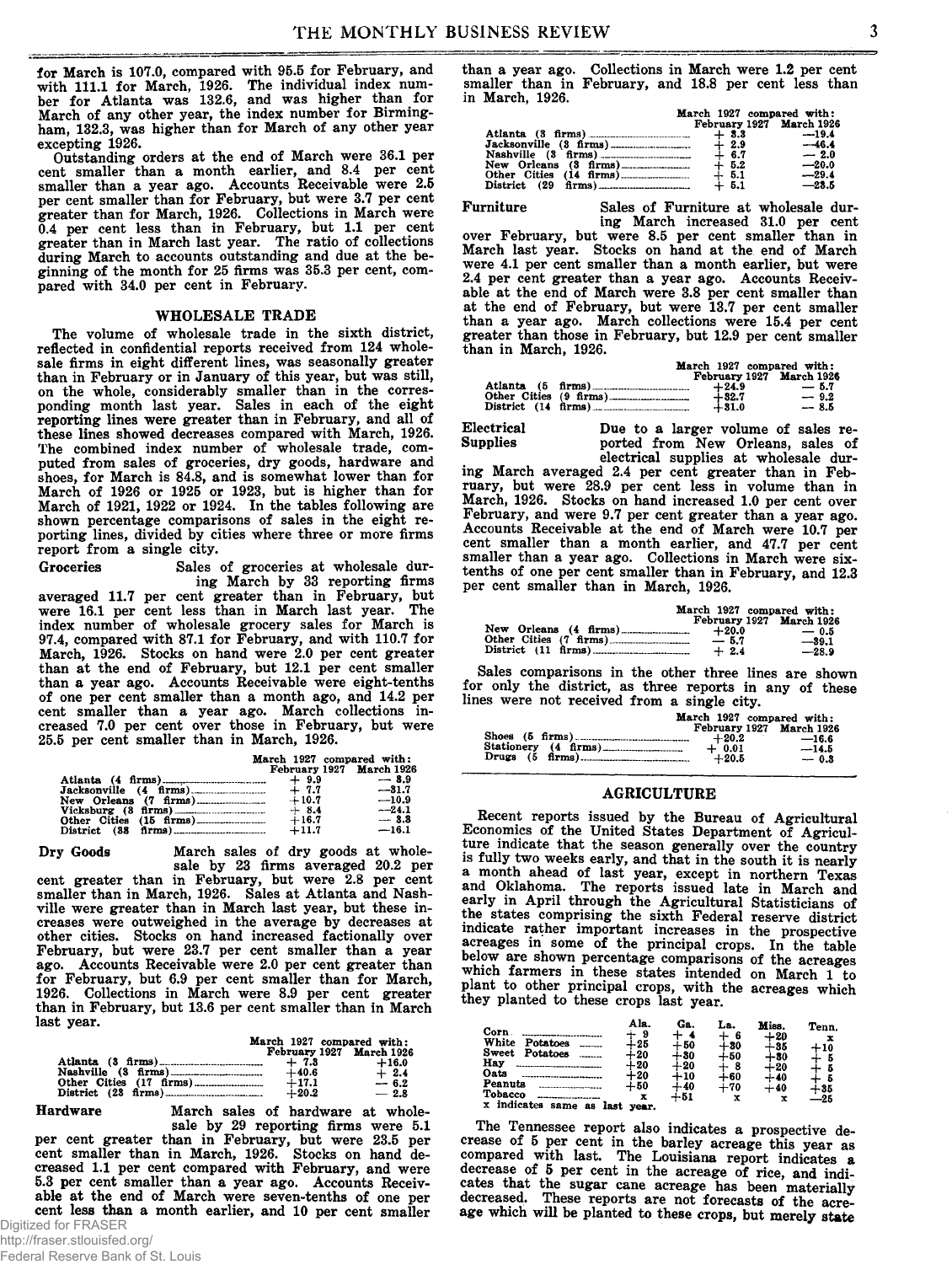for March is 107.0, compared with 95.5 for February, and with 111.1 for March, 1926. The individual index number for Atlanta was 132.6, and was higher than for March of any other year, the index number for Birmingham, 132.3, was higher than for March of any other year excepting 1926.

Outstanding orders at the end of March were 36.1 per cent smaller than a month earlier, and 8.4 per cent smaller than a year ago. Accounts Receivable were 2.5 per cent smaller than for February, but were 3.7 per cent greater than for March, 1926. Collections in March were 0.4 per cent less than in February, but 1.1 per cent greater than in March last year. The ratio of collections during March to accounts outstanding and due at the beginning of the month for 25 firms was 35.3 per cent, compared with 34.0 per cent in February.

## WHOLESALE TRADE

The volume of wholesale trade in the sixth district, reflected in confidential reports received from 124 wholesale firms in eight different lines, was seasonally greater than in February or in January of this year, but was still, on the whole, considerably smaller than in the corresponding month last year. Sales in each of the eight reporting lines were greater than in February, and all of these lines showed decreases compared with March, 1926. The combined index number of wholesale trade, computed from sales of groceries, dry goods, hardware and shoes, for March is 84.8, and is somewhat lower than for March of 1926 or 1925 or 1923, but is higher than for March of 1921, 1922 or 1924. In the tables following are shown percentage comparisons of sales in the eight reporting lines, divided by cities where three or more firms report from a single city.

**Groceries** Sales of groceries at wholesale during March by 33 reporting firms averaged 11.7 per cent greater than in February, but were 16.1 per cent less than in March last year. The index number of wholesale grocery sales for March is 97.4, compared with 87.1 for February, and with 110.7 for March, 1926. Stocks on hand were 2.0 per cent greater than at the end of February, but 12.1 per cent smaller than a year ago. Accounts Receivable were eight-tenths of one per cent smaller than a month ago, and 14.2 per cent smaller than a year ago. March collections increased 7.0 per cent over those in February, but were 25.5 per cent smaller than in March, 1926.

| | March 1927 compared with: | |
|---|---|---|
| | February 1927 | March 1926 |
| Atlanta (4 firms) | + 9.9 | — 8.9 |
| Jacksonville (4 firms) | + 7.7 | —31.7 |
| New Orleans (7 firms) | +10.7 | —10.9 |
| Vicksburg (3 firms) | + 8.4 | —24.1 |
| Other Cities (15 firms) | +16.7 | — 3.3 |
| District (33 firms) | +11.7 | —16.1 |

**Dry Goods** March sales of dry goods at wholesale by 23 firms averaged 20.2 per cent greater than in February, but were 2.8 per cent smaller than in March, 1926. Sales at Atlanta and Nashville were greater than in March last year, but these increases were outweighed in the average by decreases at other cities. Stocks on hand increased factionally over February, but were 23.7 per cent smaller than a year ago. Accounts Receivable were 2.0 per cent greater than for February, but 6.9 per cent smaller than for March, 1926. Collections in March were 8.9 per cent greater than in February, but 13.6 per cent smaller than in March last year.

| | March 1927 compared with: | |
|---|---|---|
| | February 1927 | March 1926 |
| Atlanta (3 firms) | + 7.3 | +16.0 |
| Nashville (3 firms) | +40.6 | + 2.4 |
| Other Cities (17 firms) | +17.1 | — 6.2 |
| District (23 firms) | +20.2 | — 2.8 |

**Hardware** March sales of hardware at wholesale by 29 reporting firms were 5.1 per cent greater than in February, but were 23.5 per cent smaller than in March, 1926. Stocks on hand decreased 1.1 per cent compared with February, and were 5.3 per cent smaller than a year ago. Accounts Receivable at the end of March were seven-tenths of one per cent less than a month earlier, and 10 per cent smaller than a year ago. Collections in March were 1.2 per cent smaller than in February, and 18.8 per cent less than in March, 1926.

| | March 1927 compared with: | |
|---|---|---|
| | February 1927 | March 1926 |
| Atlanta (3 firms) | + 3.3 | —19.4 |
| Jacksonville (3 firms) | + 2.9 | —46.4 |
| Nashville (3 firms) | + 6.7 | — 2.0 |
| New Orleans (3 firms) | + 5.2 | —20.0 |
| Other Cities (14 firms) | + 5.1 | —29.4 |
| District (29 firms) | + 5.1 | —23.5 |

**Furniture** Sales of Furniture at wholesale during March increased 31.0 per cent over February, but were 8.5 per cent smaller than in March last year. Stocks on hand at the end of March were 4.1 per cent smaller than a month earlier, but were 2.4 per cent greater than a year ago. Accounts Receivable at the end of March were 3.8 per cent smaller than at the end of February, but were 13.7 per cent smaller than a year ago. March collections were 15.4 per cent greater than those in February, but 12.9 per cent smaller than in March, 1926.

| | March 1927 compared with: | |
|---|---|---|
| | February 1927 | March 1926 |
| Atlanta (5 firms) | +24.9 | — 5.7 |
| Other Cities (9 firms) | +32.7 | — 9.2 |
| District (14 firms) | +31.0 | — 8.5 |

**Electrical Supplies** Due to a larger volume of sales reported from New Orleans, sales of electrical supplies at wholesale during March averaged 2.4 per cent greater than in February, but were 28.9 per cent less in volume than in March, 1926. Stocks on hand increased 1.0 per cent over February, and were 9.7 per cent greater than a year ago. Accounts Receivable at the end of March were 10.7 per cent smaller than a month earlier, and 47.7 per cent smaller than a year ago. Collections in March were six-tenths of one per cent smaller than in February, and 12.3 per cent smaller than in March, 1926.

| | March 1927 compared with: | |
|---|---|---|
| | February 1927 | March 1926 |
| New Orleans (4 firms) | +20.0 | — 0.5 |
| Other Cities (7 firms) | — 5.7 | —39.1 |
| District (11 firms) | + 2.4 | —28.9 |

Sales comparisons in the other three lines are shown for only the district, as three reports in any of these lines were not received from a single city.

| | March 1927 compared with: | |
|---|---|---|
| | February 1927 | March 1926 |
| Shoes (5 firms) | +20.2 | —16.6 |
| Stationery (4 firms) | + 0.01 | —14.5 |
| Drugs (5 firms) | +20.5 | — 0.3 |

## AGRICULTURE

Recent reports issued by the Bureau of Agricultural Economics of the United States Department of Agriculture indicate that the season generally over the country is fully two weeks early, and that in the south it is nearly a month ahead of last year, except in northern Texas and Oklahoma. The reports issued late in March and early in April through the Agricultural Statisticians of the states comprising the sixth Federal reserve district indicate rather important increases in the prospective acreages in some of the principal crops. In the table below are shown percentage comparisons of the acreages which farmers in these states intended on March 1 to plant to other principal crops, with the acreages which they planted to these crops last year.

| | Ala. | Ga. | La. | Miss. | Tenn. |
|---|---|---|---|---|---|
| Corn | + 9 | + 4 | + 6 | +20 | x |
| White Potatoes | +25 | +50 | +30 | +35 | +10 |
| Sweet Potatoes | +20 | +30 | +50 | +30 | + 5 |
| Hay | +20 | +20 | + 8 | +20 | + 5 |
| Oats | +20 | +10 | +60 | +40 | + 5 |
| Peanuts | +50 | +40 | +70 | +40 | +35 |
| Tobacco | x | +51 | x | x | —25 |

x indicates same as last year.

The Tennessee report also indicates a prospective decrease of 5 per cent in the barley acreage this year as compared with last. The Louisiana report indicates a decrease of 5 per cent in the acreage of rice, and indicates that the sugar cane acreage has been materially decreased. These reports are not forecasts of the acreage which will be planted to these crops, but merely state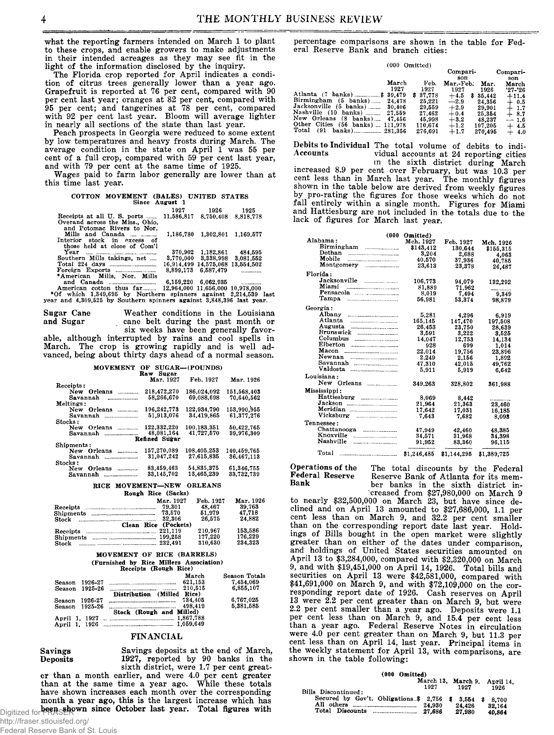what the reporting farmers intended on March 1 to plant to these crops, and enable growers to make adjustments in their intended acreages as they may see fit in the light of the information disclosed by the inquiry.

The Florida crop reported for April indicates a condition of citrus trees generally lower than a year ago. Grapefruit is reported at 76 per cent, compared with 90 per cent last year; oranges at 82 per cent, compared with 95 per cent; and tangerines at 78 per cent, compared with 92 per cent last year. Bloom will average lighter in nearly all sections of the state than last year.

Peach prospects in Georgia were reduced to some extent by low temperatures and heavy frosts during March. The average condition in the state on April 1 was 55 per cent of a full crop, compared with 59 per cent last year, and with 79 per cent at the same time of 1925.

Wages paid to farm labor generally are lower than at this time last year.

**COTTON MOVEMENT (BALES) UNITED STATES**
**Since August 1**

| | 1927 | 1926 | 1925 |
|---|---|---|---|
| Receipts at all U. S. ports | 11,586,817 | 8,750,408 | 8,818,778 |
| Overand across the Miss., Ohio, and Potomac Rivers to Nor. Mills and Canada | 1,186,780 | 1,302,801 | 1,169,577 |
| Interior stock in excess of those held at close of Com'l Year | 370,902 | 1,182,861 | 484,595 |
| Southern Mills takings, net | 3,770,000 | 3,338,998 | 3,081,552 |
| Total 224 days | 16,914,499 | 14,575,068 | 13,554,502 |
| Foreign Exports | 8,899,173 | 6,587,479 | |
| *American Mills, Nor. Mills and Canada | 6,159,220 | 6,062,935 | |
| American cotton thus far | 12,964,000 | 11,656,000 | 10,978,000 |

*Of which 1,349,695 by Northern spinners against 2,214,539 last year and 4,309,525 by Southern spinners against 3,848,396 last year.

**Sugar Cane and Sugar** Weather conditions in the Louisiana cane belt during the past month or six weeks have been generally favorable, although interrupted by rains and cool spells in March. The crop is growing rapidly and is well advanced, being about thirty days ahead of a normal season.

**MOVEMENT OF SUGAR—(POUNDS)**

| | Mar. 1927 | Feb. 1927 | Mar. 1926 |
|---|---|---|---|
| **Raw Sugar** | | | |
| Receipts: | | | |
| New Orleans | 218,472,270 | 186,024,092 | 151,568,403 |
| Savannah | 58,266,670 | 69,088,698 | 70,640,562 |
| Meltings: | | | |
| New Orleans | 196,242,773 | 122,934,790 | 153,990,955 |
| Savannah | 51,913,076 | 34,419,865 | 61,377,276 |
| Stocks: | | | |
| New Orleans | 122,332,220 | 100,183,351 | 50,422,765 |
| Savannah | 48,081,164 | 41,727,570 | 39,976,309 |
| **Refined Sugar** | | | |
| Shipments: | | | |
| New Orleans | 157,270,089 | 108,405,253 | 140,459,765 |
| Savannah | 31,047,242 | 27,615,835 | 36,467,113 |
| Stocks: | | | |
| New Orleans | 83,459,463 | 54,835,375 | 61,346,755 |
| Savannah | 33,145,702 | 13,465,239 | 33,732,739 |

**RICE MOVEMENT—NEW ORLEANS**

| | Mar. 1927 | Feb. 1927 | Mar. 1926 |
|---|---|---|---|
| **Rough Rice (Sacks)** | | | |
| Receipts | 79,301 | 48,467 | 39,763 |
| Shipments | 73,570 | 51,979 | 47,718 |
| Stock | 32,306 | 26,575 | 24,882 |
| **Clean Rice (Pockets)** | | | |
| Receipts | 221,119 | 210,967 | 153,586 |
| Shipments | 199,258 | 177,220 | 176,229 |
| Stock | 232,491 | 310,630 | 234,323 |

**MOVEMENT OF RICE (BARRELS)**
(Furnished by Rice Millers Association)

| | March | Season Totals |
|---|---|---|
| **Receipts (Rough Rice)** | | |
| Season 1926-27 | 621,153 | 7,454,069 |
| Season 1925-26 | 210,515 | 6,855,107 |
| **Distribution (Milled Rice)** | | |
| Season 1926-27 | 734,405 | 6,767,025 |
| Season 1925-26 | 498,419 | 5,381,585 |
| **Stock (Rough and Milled)** | | |
| April 1, 1927 | 1,867,788 | |
| April 1, 1926 | 1,059,649 | |

## FINANCIAL

**Savings Deposits** Savings deposits at the end of March, 1927, reported by 90 banks in the sixth district, were 1.7 per cent greater than a month earlier, and were 4.0 per cent greater than at the same time a year ago. While these totals have shown increases each month over the corresponding month a year ago, this is the largest increase which has been shown since October last year. Total figures with percentage comparisons are shown in the table for Federal Reserve Bank and branch cities:

(000 Omitted)

| | March 1927 | Feb. 1927 | Comparison Mar.-Feb. 1927 | Mar. 1926 | Comparison March '27-'26 |
|---|---|---|---|---|---|
| Atlanta (7 banks) | $ 39,479 | $ 37,778 | +4.5 | $ 35,442 | +11.4 |
| Birmingham (5 banks) | 24,478 | 25,221 | —2.9 | 24,356 | + 0.5 |
| Jacksonville (5 banks) | 30,406 | 29,559 | +2.9 | 29,901 | + 1.7 |
| Nashville (10 banks) | 27,559 | 27,462 | +0.4 | 25,354 | + 8.7 |
| New Orleans (8 banks) | 47,456 | 45,998 | +3.2 | 48,237 | — 1.6 |
| Other Cities (56 banks) | 111,978 | 110,674 | +1.2 | 107,205 | + 4.5 |
| Total (91 banks) | 281,356 | 276,691 | +1.7 | 270,495 | + 4.0 |

**Debits to Individual Accounts** The total volume of debits to individual accounts at 24 reporting cities in the sixth district during March increased 8.9 per cent over February, but was 10.3 per cent less than in March last year. The monthly figures shown in the table below are derived from weekly figures by pro-rating the figures for those weeks which do not fall entirely within a single month. Figures for Miami and Hattiesburg are not included in the totals due to the lack of figures for March last year.

(000 Omitted)

| | Mch. 1927 | Feb. 1927 | Mch. 1926 |
|---|---|---|---|
| **Alabama:** | | | |
| Birmingham | $143,412 | 130,644 | $155,315 |
| Dothan | 3,204 | 2,688 | 4,063 |
| Mobile | 40,570 | 37,936 | 40,785 |
| Montgomery | 23,613 | 23,378 | 26,487 |
| **Florida:** | | | |
| Jacksonville | 106,773 | 94,079 | 132,292 |
| Miami | 81,889 | 71,962 | |
| Pensacola | 8,019 | 7,494 | 9,349 |
| Tampa | 56,981 | 53,374 | 98,879 |
| **Georgia:** | | | |
| Albany | 5,281 | 4,296 | 6,919 |
| Atlanta | 165,145 | 147,470 | 197,508 |
| Augusta | 26,453 | 23,750 | 28,639 |
| Brunswick | 3,591 | 3,222 | 3,525 |
| Columbus | 14,047 | 12,753 | 14,134 |
| Elberton | 928 | 699 | 1,014 |
| Macon | 22,014 | 19,756 | 23,896 |
| Newnan | 2,249 | 2,156 | 1,892 |
| Savannah | 47,310 | 42,015 | 49,762 |
| Valdosta | 5,911 | 5,919 | 6,642 |
| **Louisiana:** | | | |
| New Orleans | 349,263 | 328,802 | 361,988 |
| **Mississippi:** | | | |
| Hattiesburg | 8,069 | 8,442 | |
| Jackson | 21,964 | 21,363 | 23,460 |
| Meridian | 17,642 | 17,031 | 16,185 |
| Vicksburg | 7,643 | 7,682 | 8,098 |
| **Tennessee:** | | | |
| Chattanooga | 47,949 | 42,460 | 48,385 |
| Knoxville | 34,571 | 31,968 | 34,398 |
| Nashville | 91,952 | 83,360 | 96,115 |
| Total | $1,246,485 | $1,144,295 | $1,389,725 |

**Operations of the Federal Reserve Bank** The total discounts by the Federal Reserve Bank of Atlanta for its member banks in the sixth district increased from $27,980,000 on March 9 to nearly $32,500,000 on March 23, but have since declined and on April 13 amounted to $27,686,000, 1.1 per cent less than on March 9, and 32.2 per cent smaller than on the corresponding report date last year. Holdings of Bills bought in the open market were slightly greater than on either of the dates under comparison, and holdings of United States securities amounted on April 13 to $3,284,000, compared with $2,320,000 on March 9, and with $19,451,000 on April 14, 1926. Total bills and securities on April 13 were $42,581,000, compared with $41,691,000 on March 9, and with $72,109,000 on the corresponding report date of 1926. Cash reserves on April 13 were 2.2 per cent greater than on March 9, but were 2.2 per cent smaller than a year ago. Deposits were 1.1 per cent less than on March 9, and 15.4 per cent less than a year ago. Federal Reserve Notes in circulation were 4.0 per cent greater than on March 9, but 11.3 per cent less than on April 14, last year. Principal items in the weekly statement for April 13, with comparisons, are shown in the table following:

(000 Omitted)

| | March 13, 1927 | March 9, 1927 | April 14, 1926 |
|---|---|---|---|
| Bills Discounted: | | | |
| Secured by Gov't. Obligations | $ 2,756 | $ 3,554 | $ 8,700 |
| All others | 24,930 | 24,426 | 32,164 |
| Total Discounts | 27,686 | 27,980 | 40,864 |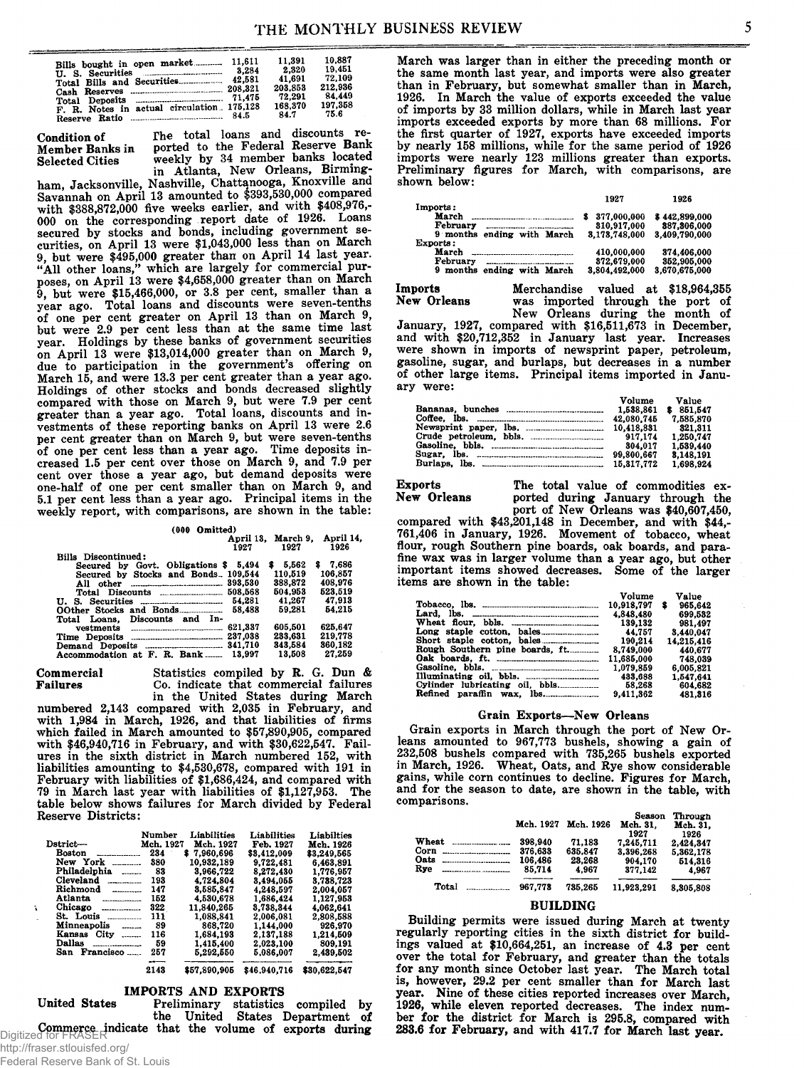| | | | |
|---|---|---|---|
| Bills bought in open market | 11,611 | 11,391 | 10,887 |
| U. S. Securities | 3,284 | 2,320 | 19,451 |
| Total Bills and Securities | 42,581 | 41,691 | 72,109 |
| Cash Reserves | 208,321 | 203,853 | 212,936 |
| Total Deposits | 71,475 | 72,291 | 84,449 |
| F. R. Notes in actual circulation | 175,128 | 168,370 | 197,358 |
| Reserve Ratio | 84.5 | 84.7 | 75.6 |

**Condition of Member Banks in Selected Cities**

The total loans and discounts reported to the Federal Reserve Bank weekly by 34 member banks located in Atlanta, New Orleans, Birmingham, Jacksonville, Nashville, Chattanooga, Knoxville and Savannah on April 13 amounted to $393,530,000 compared with $388,872,000 five weeks earlier, and with $408,976,000 on the corresponding report date of 1926. Loans secured by stocks and bonds, including government securities, on April 13 were $1,043,000 less than on March 9, but were $495,000 greater than on April 14 last year. "All other loans," which are largely for commercial purposes, on April 13 were $4,658,000 greater than on March 9, but were $15,466,000, or 3.8 per cent, smaller than a year ago. Total loans and discounts were seven-tenths of one per cent greater on April 13 than on March 9, but were 2.9 per cent less than at the same time last year. Holdings by these banks of government securities on April 13 were $13,014,000 greater than on March 9, due to participation in the government's offering on March 15, and were 13.3 per cent greater than a year ago. Holdings of other stocks and bonds decreased slightly compared with those on March 9, but were 7.9 per cent greater than a year ago. Total loans, discounts and investments of these reporting banks on April 13 were 2.6 per cent greater than on March 9, but were seven-tenths of one per cent less than a year ago. Time deposits increased 1.5 per cent over those on March 9, and 7.9 per cent over those a year ago, but demand deposits were one-half of one per cent smaller than on March 9, and 5.1 per cent less than a year ago. Principal items in the weekly report, with comparisons, are shown in the table:

(000 Omitted)

| | April 13, 1927 | March 9, 1927 | April 14, 1926 |
|---|---|---|---|
| Bills Discontinued: | | | |
| Secured by Govt. Obligations | $ 5,494 | $ 5,562 | $ 7,686 |
| Secured by Stocks and Bonds | 109,544 | 110,519 | 106,857 |
| All other | 393,530 | 388,872 | 408,976 |
| Total Discounts | 508,568 | 504,953 | 523,519 |
| U. S. Securities | 54,281 | 41,267 | 47,913 |
| OOther Stocks and Bonds | 58,488 | 59,281 | 54,215 |
| Total Loans, Discounts and Investments | 621,337 | 605,501 | 625,647 |
| Time Deposits | 237,038 | 233,631 | 219,778 |
| Demand Deposits | 341,710 | 343,584 | 360,182 |
| Accommodation at F. R. Bank | 13,997 | 13,508 | 27,259 |

**Commercial Failures**

Statistics compiled by R. G. Dun & Co. indicate that commercial failures in the United States during March numbered 2,143 compared with 2,035 in February, and with 1,984 in March, 1926, and that liabilities of firms which failed in March amounted to $57,890,905, compared with $46,940,716 in February, and with $30,622,547. Failures in the sixth district in March numbered 152, with liabilities amounting to $4,530,678, compared with 191 in February with liabilities of $1,686,424, and compared with 79 in March last year with liabilities of $1,127,953. The table below shows failures for March divided by Federal Reserve Districts:

| District— | Number Mch. 1927 | Liabilities Mch. 1927 | Liabilities Feb. 1927 | Liabilities Mch. 1926 |
|---|---|---|---|---|
| Boston | 234 | $ 7,960,696 | $3,412,009 | $3,249,565 |
| New York | 380 | 10,932,189 | 9,722,481 | 6,463,891 |
| Philadelphia | 83 | 3,966,722 | 8,272,430 | 1,776,957 |
| Cleveland | 193 | 4,724,804 | 3,494,055 | 3,738,723 |
| Richmond | 147 | 3,585,847 | 4,248,597 | 2,004,057 |
| Atlanta | 152 | 4,530,678 | 1,686,424 | 1,127,953 |
| Chicago | 322 | 11,840,265 | 3,738,344 | 4,062,641 |
| St. Louis | 111 | 1,088,841 | 2,006,081 | 2,808,588 |
| Minneapolis | 89 | 868,720 | 1,144,000 | 926,970 |
| Kansas City | 116 | 1,684,193 | 2,137,188 | 1,214,509 |
| Dallas | 59 | 1,415,400 | 2,023,100 | 809,191 |
| San Francisco | 257 | 5,292,550 | 5,086,007 | 2,439,502 |
| | 2143 | $57,890,905 | $46,940,716 | $30,622,547 |

## IMPORTS AND EXPORTS

**United States**

Preliminary statistics compiled by the United States Department of Commerce indicate that the volume of exports during March was larger than in either the preceding month or the same month last year, and imports were also greater than in February, but somewhat smaller than in March, 1926. In March the value of exports exceeded the value of imports by 33 million dollars, while in March last year imports exceeded exports by more than 68 millions. For the first quarter of 1927, exports have exceeded imports by nearly 158 millions, while for the same period of 1926 imports were nearly 123 millions greater than exports. Preliminary figures for March, with comparisons, are shown below:

| | 1927 | 1926 |
|---|---|---|
| Imports: | | |
| March | $ 377,000,000 | $ 442,899,000 |
| February | 310,917,000 | 387,306,000 |
| 9 months ending with March | 3,173,748,000 | 3,409,790,000 |
| Exports: | | |
| March | 410,000,000 | 374,406,000 |
| February | 372,679,000 | 352,905,000 |
| 9 months ending with March | 3,804,492,000 | 3,670,675,000 |

**Imports New Orleans**

Merchandise valued at $18,964,355 was imported through the port of New Orleans during the month of January, 1927, compared with $16,511,673 in December, and with $20,712,352 in January last year. Increases were shown in imports of newsprint paper, petroleum, gasoline, sugar, and burlaps, but decreases in a number of other large items. Principal items imported in January were:

| | Volume | Value |
|---|---|---|
| Bananas, bunches | 1,538,861 | $ 851,547 |
| Coffee, lbs. | 42,080,745 | 7,585,870 |
| Newsprint paper, lbs. | 10,418,831 | 321,311 |
| Crude petroleum, bbls. | 917,174 | 1,250,747 |
| Gasoline, bbls. | 304,017 | 1,539,440 |
| Sugar, lbs. | 99,800,667 | 3,148,191 |
| Burlaps, lbs. | 15,317,772 | 1,698,924 |

**Exports New Orleans**

The total value of commodities exported during January through the port of New Orleans was $40,607,450, compared with $43,201,148 in December, and with $44,761,406 in January, 1926. Movement of tobacco, wheat flour, rough Southern pine boards, oak boards, and paraffine wax was in larger volume than a year ago, but other important items showed decreases. Some of the larger items are shown in the table:

| | Volume | Value |
|---|---|---|
| Tobacco, lbs. | 10,918,797 | $ 965,642 |
| Lard, lbs. | 4,848,480 | 699,532 |
| Wheat flour, bbls. | 139,132 | 981,497 |
| Long staple cotton, bales | 44,757 | 3,440,047 |
| Short staple cotton, bales | 190,214 | 14,215,416 |
| Rough Southern pine boards, ft. | 8,749,000 | 440,677 |
| Oak boards, ft. | 11,685,000 | 748,039 |
| Gasoline, bbls. | 1,079,859 | 6,005,821 |
| Illuminating oil, bbls. | 433,688 | 1,547,641 |
| Cylinder lubricating oil, bbls. | 58,268 | 604,682 |
| Refined paraffin wax, lbs. | 9,411,362 | 481,316 |

### Grain Exports—New Orleans

Grain exports in March through the port of New Orleans amounted to 967,773 bushels, showing a gain of 232,508 bushels compared with 735,265 bushels exported in March, 1926. Wheat, Oats, and Rye show considerable gains, while corn continues to decline. Figures for March, and for the season to date, are shown in the table, with comparisons.

| | Mch. 1927 | Mch. 1926 | Season Mch. 31, 1927 | Through Mch. 31, 1926 |
|---|---|---|---|---|
| Wheat | 398,940 | 71,183 | 7,245,711 | 2,424,347 |
| Corn | 376,633 | 635,847 | 3,396,268 | 5,362,178 |
| Oats | 106,486 | 23,268 | 904,170 | 514,316 |
| Rye | 85,714 | 4,967 | 377,142 | 4,967 |
| Total | 967,773 | 735,265 | 11,923,291 | 8,305,808 |

## BUILDING

Building permits were issued during March at twenty regularly reporting cities in the sixth district for buildings valued at $10,664,251, an increase of 4.3 per cent over the total for February, and greater than the totals for any month since October last year. The March total is, however, 29.2 per cent smaller than for March last year. Nine of these cities reported increases over March, 1926, while eleven reported decreases. The index number for the district for March is 295.8, compared with 283.6 for February, and with 417.7 for March last year.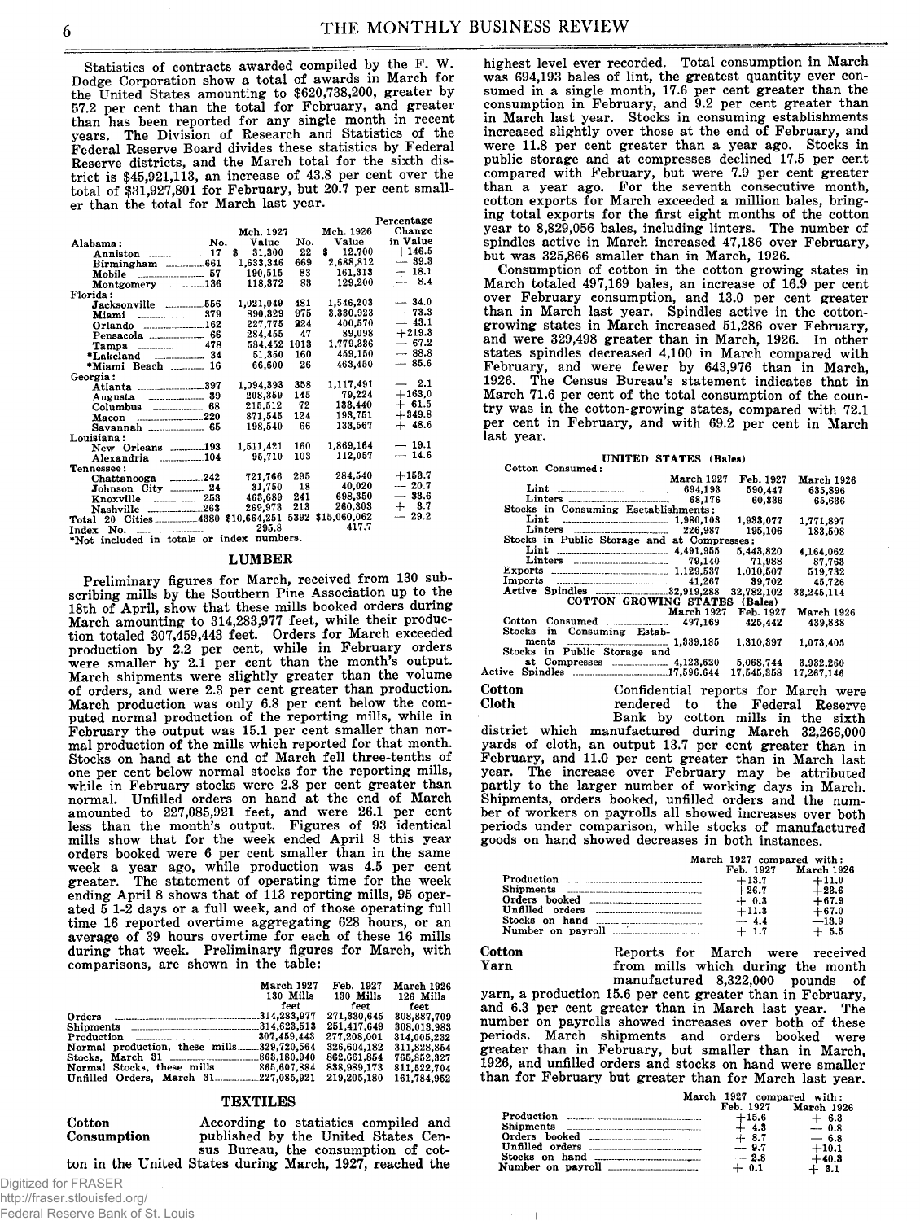Statistics of contracts awarded compiled by the F. W. Dodge Corporation show a total of awards in March for the United States amounting to $620,738,200, greater by 57.2 per cent than the total for February, and greater than has been reported for any single month in recent years. The Division of Research and Statistics of the Federal Reserve Board divides these statistics by Federal Reserve districts, and the March total for the sixth district is $45,921,113, an increase of 43.8 per cent over the total of $31,927,801 for February, but 20.7 per cent smaller than the total for March last year.

| | No. | Mch. 1927 Value | No. | Mch. 1926 Value | Percentage Change in Value |
|---|---|---|---|---|---|
| **Alabama:** | | | | | |
| Anniston | 17 | $ 31,300 | 22 | $ 12,700 | +146.5 |
| Birmingham | 661 | 1,633,346 | 669 | 2,688,812 | — 39.3 |
| Mobile | 57 | 190,515 | 83 | 161,313 | + 18.1 |
| Montgomery | 136 | 118,372 | 83 | 129,200 | — 8.4 |
| **Florida:** | | | | | |
| Jacksonville | 556 | 1,021,049 | 481 | 1,546,203 | — 34.0 |
| Miami | 379 | 890,329 | 975 | 3,330,923 | — 73.3 |
| Orlando | 162 | 227,775 | 224 | 400,570 | — 43.1 |
| Pensacola | 66 | 284,455 | 47 | 89,098 | +219.3 |
| Tampa | 478 | 584,452 | 1013 | 1,779,336 | — 67.2 |
| *Lakeland | 34 | 51,350 | 160 | 459,150 | — 88.8 |
| *Miami Beach | 16 | 66,600 | 26 | 463,450 | — 85.6 |
| **Georgia:** | | | | | |
| Atlanta | 397 | 1,094,393 | 358 | 1,117,491 | — 2.1 |
| Augusta | 39 | 208,359 | 145 | 79,224 | +163.0 |
| Columbus | 68 | 215,512 | 72 | 133,440 | + 61.5 |
| Macon | 220 | 871,545 | 124 | 193,751 | +349.8 |
| Savannah | 65 | 198,540 | 66 | 133,567 | + 48.6 |
| **Louisiana:** | | | | | |
| New Orleans | 193 | 1,511,421 | 160 | 1,869,164 | — 19.1 |
| Alexandria | 104 | 95,710 | 103 | 112,057 | — 14.6 |
| **Tennessee:** | | | | | |
| Chattanooga | 242 | 721,766 | 295 | 284,540 | +153.7 |
| Johnson City | 24 | 31,750 | 18 | 40,020 | — 20.7 |
| Knoxville | 253 | 463,689 | 241 | 698,350 | — 33.6 |
| Nashville | 263 | 269,973 | 213 | 260,303 | + 3.7 |
| Total 20 Cities | 4380 | $10,664,251 | 5392 | $15,060,062 | — 29.2 |
| Index No. | | 295.8 | | 417.7 | |

*Not included in totals or index numbers.

## LUMBER

Preliminary figures for March, received from 130 subscribing mills by the Southern Pine Association up to the 18th of April, show that these mills booked orders during March amounting to 314,283,977 feet, while their production totaled 307,459,443 feet. Orders for March exceeded production by 2.2 per cent, while in February orders were smaller by 2.1 per cent than the month's output. March shipments were slightly greater than the volume of orders, and were 2.3 per cent greater than production. March production was only 6.8 per cent below the computed normal production of the reporting mills, while in February the output was 15.1 per cent smaller than normal production of the mills which reported for that month. Stocks on hand at the end of March fell three-tenths of one per cent below normal stocks for the reporting mills, while in February stocks were 2.8 per cent greater than normal. Unfilled orders on hand at the end of March amounted to 227,085,921 feet, and were 26.1 per cent less than the month's output. Figures of 93 identical mills show that for the week ended April 8 this year orders booked were 6 per cent smaller than in the same week a year ago, while production was 4.5 per cent greater. The statement of operating time for the week ending April 8 shows that of 113 reporting mills, 95 operated 5 1-2 days or a full week, and of those operating full time 16 reported overtime aggregating 628 hours, or an average of 39 hours overtime for each of these 16 mills during that week. Preliminary figures for March, with comparisons, are shown in the table:

| | March 1927 130 Mills feet | Feb. 1927 130 Mills feet | March 1926 126 Mills feet |
|---|---|---|---|
| Orders | 314,283,977 | 271,330,645 | 308,887,709 |
| Shipments | 314,623,513 | 251,417,649 | 308,013,983 |
| Production | 307,459,443 | 277,208,001 | 314,005,232 |
| Normal production, these mills | 329,720,564 | 326,604,182 | 311,828,854 |
| Stocks, March 31 | 863,180,940 | 862,661,854 | 765,852,327 |
| Normal Stocks, these mills | 865,607,884 | 838,989,173 | 811,522,704 |
| Unfilled Orders, March 31 | 227,085,921 | 219,205,180 | 161,784,952 |

## TEXTILES

**Cotton Consumption**

According to statistics compiled and published by the United States Census Bureau, the consumption of cotton in the United States during March, 1927, reached the highest level ever recorded. Total consumption in March was 694,193 bales of lint, the greatest quantity ever consumed in a single month, 17.6 per cent greater than the consumption in February, and 9.2 per cent greater than in March last year. Stocks in consuming establishments increased slightly over those at the end of February, and were 11.8 per cent greater than a year ago. Stocks in public storage and at compresses declined 17.5 per cent compared with February, but were 7.9 per cent greater than a year ago. For the seventh consecutive month, cotton exports for March exceeded a million bales, bringing total exports for the first eight months of the cotton year to 8,829,056 bales, including linters. The number of spindles active in March increased 47,186 over February, but was 325,866 smaller than in March, 1926.

Consumption of cotton in the cotton growing states in March totaled 497,169 bales, an increase of 16.9 per cent over February consumption, and 13.0 per cent greater than in March last year. Spindles active in the cotton-growing states in March increased 51,286 over February, and were 329,498 greater than in March, 1926. In other states spindles decreased 4,100 in March compared with February, and were fewer by 643,976 than in March, 1926. The Census Bureau's statement indicates that in March 71.6 per cent of the total consumption of the country was in the cotton-growing states, compared with 72.1 per cent in February, and with 69.2 per cent in March last year.

**UNITED STATES (Bales)**

| | March 1927 | Feb. 1927 | March 1926 |
|---|---|---|---|
| Cotton Consumed: | | | |
| Lint | 694,193 | 590,447 | 635,896 |
| Linters | 68,176 | 60,336 | 65,636 |
| Stocks in Consuming Esetablishments: | | | |
| Lint | 1,980,103 | 1,933,077 | 1,771,897 |
| Linters | 226,987 | 195,106 | 183,508 |
| Stocks in Public Storage and at Compresses: | | | |
| Lint | 4,491,955 | 5,443,820 | 4,164,062 |
| Linters | 79,140 | 71,988 | 87,763 |
| Exports | 1,129,537 | 1,010,507 | 519,732 |
| Imports | 41,267 | 39,702 | 45,726 |
| Active Spindles | 32,919,288 | 32,782,102 | 33,245,114 |

**COTTON GROWING STATES (Bales)**

| | March 1927 | Feb. 1927 | March 1926 |
|---|---|---|---|
| Cotton Consumed | 497,169 | 425,442 | 439,838 |
| Stocks in Consuming Establishments | 1,339,185 | 1,310,397 | 1,073,405 |
| Stocks in Public Storage and at Compresses | 4,123,620 | 5,068,744 | 3,932,260 |
| Active Spindles | 17,596,644 | 17,545,358 | 17,267,146 |

**Cotton Cloth**

Confidential reports for March were rendered to the Federal Reserve Bank by cotton mills in the sixth district which manufactured during March 32,266,000 yards of cloth, an output 13.7 per cent greater than in February, and 11.0 per cent greater than in March last year. The increase over February may be attributed partly to the larger number of working days in March. Shipments, orders booked, unfilled orders and the number of workers on payrolls all showed increases over both periods under comparison, while stocks of manufactured goods on hand showed decreases in both instances.

| | March 1927 compared with: Feb. 1927 | March 1926 |
|---|---|---|
| Production | +13.7 | +11.0 |
| Shipments | +26.7 | +23.6 |
| Orders booked | + 0.3 | +67.9 |
| Unfilled orders | +11.3 | +67.0 |
| Stocks on hand | — 4.4 | —13.9 |
| Number on payroll | + 1.7 | + 5.5 |

**Cotton Yarn**

Reports for March were received from mills which during the month manufactured 8,322,000 pounds of yarn, a production 15.6 per cent greater than in February, and 6.3 per cent greater than in March last year. The number on payrolls showed increases over both of these periods. March shipments and orders booked were greater than in February, but smaller than in March, 1926, and unfilled orders and stocks on hand were smaller than for February but greater than for March last year.

| | March 1927 compared with: Feb. 1927 | March 1926 |
|---|---|---|
| Production | +15.6 | + 6.3 |
| Shipments | + 4.3 | — 0.8 |
| Orders booked | + 8.7 | — 6.8 |
| Unfilled orders | — 9.7 | +10.1 |
| Stocks on hand | — 2.8 | +40.3 |
| Number on payroll | + 0.1 | + 3.1 |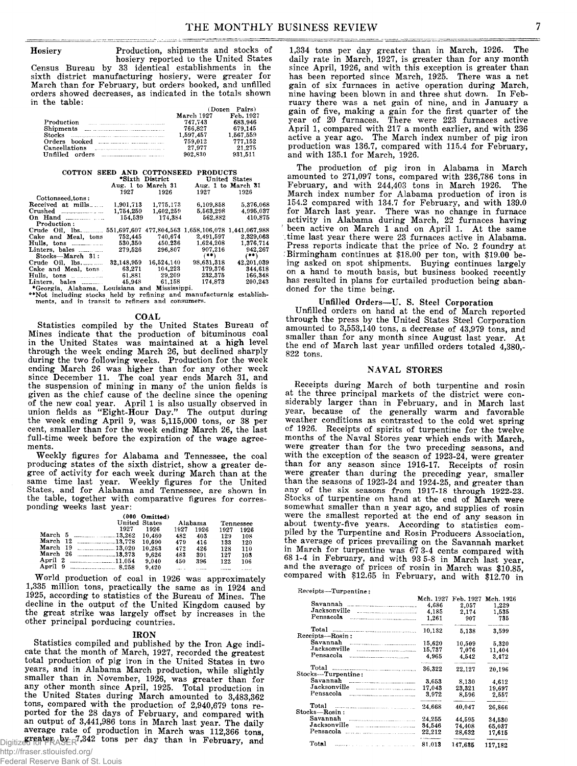**Hosiery** Production, shipments and stocks of hosiery reported to the United States Census Bureau by 33 identical establishments in the sixth district manufacturing hosiery, were greater for March than for February, but orders booked, and unfilled orders showed decreases, as indicated in the totals shown in the table:

| | March 1927 | Feb. 1927 |
|---|---|---|
| | (Dozen Pairs) | |
| Production | 747,743 | 683,946 |
| Shipments | 766,827 | 679,145 |
| Stocks | 1,597,457 | 1,567,559 |
| Orders booked | 759,012 | 777,152 |
| Cancellations | 27,977 | 21,275 |
| Unfilled orders | 902,830 | 931,511 |

**COTTON SEED AND COTTONSEED PRODUCTS**

| | *Sixth District | | United States | |
|---|---|---|---|---|
| | Aug. 1 to March 31 | | Aug. 1 to March 31 | |
| | 1927 | 1926 | 1927 | 1926 |
| Cottonseed, tons: | | | | |
| Received at mills | 1,901,713 | 1,775,173 | 6,109,858 | 5,376,068 |
| Crushed | 1,754,259 | 1,602,259 | 5,563,298 | 4,995,037 |
| On Hand | 154,539 | 174,384 | 562,882 | 410,875 |
| Production: | | | | |
| Crude Oil, lbs. | 551,697,607 | 477,804,563 | 1,658,106,078 | 1,441,067,988 |
| Cake and Meal, tons | 752,445 | 740,674 | 2,491,597 | 2,329,063 |
| Hulls, tons | 530,350 | 450,236 | 1,624,208 | 1,376,714 |
| Linters, bales | 279,526 | 296,807 | 907,216 | 942,267 |
| Stocks—March 31: | | | (**) | (**) |
| Crude Oil, lbs. | 32,148,959 | 16,524,140 | 98,631,318 | 42,201,039 |
| Cake and Meal, tons | 63,271 | 104,223 | 179,376 | 344,618 |
| Hulls, tons | 61,881 | 29,209 | 232,375 | 166,348 |
| Linters, bales | 45,948 | 61,158 | 174,873 | 200,243 |

*Georgia, Alabama, Louisiana and Mississippi.
**Not including stocks held by refining and manufacturnig establishments, and in transit to refiners and consumers.

## COAL

Statistics compiled by the United States Bureau of Mines indicate that the production of bituminous coal in the United States was maintained at a high level through the week ending March 26, but declined sharply during the two following weeks. Production for the week ending March 26 was higher than for any other week since December 11. The coal year ends March 31, and the suspension of mining in many of the union fields is given as the chief cause of the decline since the opening of the new coal year. April 1 is also usually observed in union fields as "Eight-Hour Day." The output during the week ending April 9, was 5,115,000 tons, or 38 per cent, smaller than for the week ending March 26, the last full-time week before the expiration of the wage agreements.

Weekly figures for Alabama and Tennessee, the coal producing states of the sixth district, show a greater degree of activity for each week during March than at the same time last year. Weekly figures for the United States, and for Alabama and Tennessee, are shown in the table, together with comparative figures for corresponding weeks last year:

| (000 Omitted) | United States | | Alabama | | Tennessee | |
|---|---|---|---|---|---|---|
| | 1927 | 1926 | 1927 | 1926 | 1927 | 1926 |
| March 5 | 13,262 | 10,460 | 482 | 403 | 129 | 108 |
| March 12 | 13,778 | 10,690 | 479 | 416 | 133 | 120 |
| March 19 | 13,020 | 10,263 | 472 | 426 | 128 | 110 |
| March 26 | 13,373 | 9,626 | 483 | 391 | 127 | 103 |
| April 2 | 11,054 | 9,040 | 450 | 396 | 122 | 106 |
| April 9 | 8,258 | 9,420 | ...... | ...... | ...... | ...... |

World production of coal in 1926 was approximately 1,335 million tons, practically the same as in 1924 and 1925, according to statistics of the Bureau of Mines. The decline in the output of the United Kingdom caused by the great strike was largely offset by increases in the other principal porducing countries.

## IRON

Statistics compiled and published by the Iron Age indicate that the month of March, 1927, recorded the greatest total production of pig iron in the United States in two years, and in Alabama March production, while slightly smaller than in November, 1926, was greater than for any other month since April, 1925. Total production in the United States during March amounted to 3,483,362 tons, compared with the production of 2,940,679 tons reported for the 28 days of February, and compared with an output of 3,441,986 tons in March last year. The daily average rate of production in March was 112,366 tons, greater by 7,342 tons per day than in February, and 1,334 tons per day greater than in March, 1926. The daily rate in March, 1927, is greater than for any month since April, 1926, and with this exception is greater than has been reported since March, 1925. There was a net gain of six furnaces in active operation during March, nine having been blown in and three shut down. In February there was a net gain of nine, and in January a gain of five, making a gain for the first quarter of the year of 20 furnaces. There were 223 furnaces active April 1, compared with 217 a month earlier, and with 236 active a year ago. The March index number of pig iron production was 136.7, compared with 115.4 for February, and with 135.1 for March, 1926.

The production of pig iron in Alabama in March amounted to 271,097 tons, compared with 236,786 tons in February, and with 244,403 tons in March 1926. The March index number for Alabama production of iron is 154.2 compared with 134.7 for February, and with 139.0 for March last year. There was no change in furnace activity in Alabama during March, 22 furnaces having been active on March 1 and on April 1. At the same time last year there were 23 furnaces active in Alabama. Press reports indicate that the price of No. 2 foundry at Birmingham continues at $18.00 per ton, with $19.00 being asked on spot shipments. Buying continues largely on a hand to mouth basis, but business booked recently has resulted in plans for curtailed production being abandoned for the time being.

### Unfilled Orders—U. S. Steel Corporation

Unfilled orders on hand at the end of March reported through the press by the United States Steel Corporation amounted to 3,553,140 tons, a decrease of 43,979 tons, and smaller than for any month since August last year. At the end of March last year unfilled orders totaled 4,380,822 tons.

## NAVAL STORES

Receipts during March of both turpentine and rosin at the three principal markets of the district were considerably larger than in February, and in March last year, because of the generally warm and favorable weather conditions as contrasted to the cold wet spring of 1926. Receipts of spirits of turpentine for the twelve months of the Naval Stores year which ends with March, were greater than for the two preceding seasons, and with the exception of the season of 1923-24, were greater than for any season since 1916-17. Receipts of rosin were greater than during the preceding year, smaller than the seasons of 1923-24 and 1924-25, and greater than any of the six seasons from 1917-18 through 1922-23. Stocks of turpentine on hand at the end of March were somewhat smaller than a year ago, and supplies of rosin were the smallest reported at the end of any season in about twenty-five years. According to statistics compiled by the Turpentine and Rosin Producers Association, the average of prices prevailing on the Savannah market in March for turpentine was 67 3-4 cents compared with 68 1-4 in February, and with 93 5-8 in March last year, and the average of prices of rosin in March was $10.85, compared with $12.65 in February, and with $12.70 in

| | Mch. 1927 | Feb. 1927 | Mch. 1926 |
|---|---|---|---|
| Receipts—Turpentine: | | | |
| Savannah | 4,686 | 2,057 | 1,229 |
| Jacksonville | 4,185 | 2,174 | 1,535 |
| Pensacola | 1,261 | 907 | 735 |
| Total | 10,132 | 5,138 | 3,599 |
| Receipts—Rosin: | | | |
| Savannah | 15,620 | 10,509 | 5,320 |
| Jacksonville | 15,737 | 7,076 | 11,404 |
| Pensacola | 4,965 | 4,542 | 3,472 |
| Total | 36,322 | 22,127 | 20,196 |
| Stocks—Turpentine: | | | |
| Savannah | 3,653 | 8,130 | 4,612 |
| Jacksonville | 17,043 | 23,321 | 19,697 |
| Pensacola | 3,972 | 8,596 | 2,557 |
| Total | 24,668 | 40,047 | 26,866 |
| Stocks—Rosin: | | | |
| Savannah | 24,255 | 44,595 | 34,530 |
| Jacksonville | 34,546 | 74,408 | 65,037 |
| Pensacola | 22,212 | 28,632 | 17,615 |
| Total | 81,013 | 147,635 | 117,182 |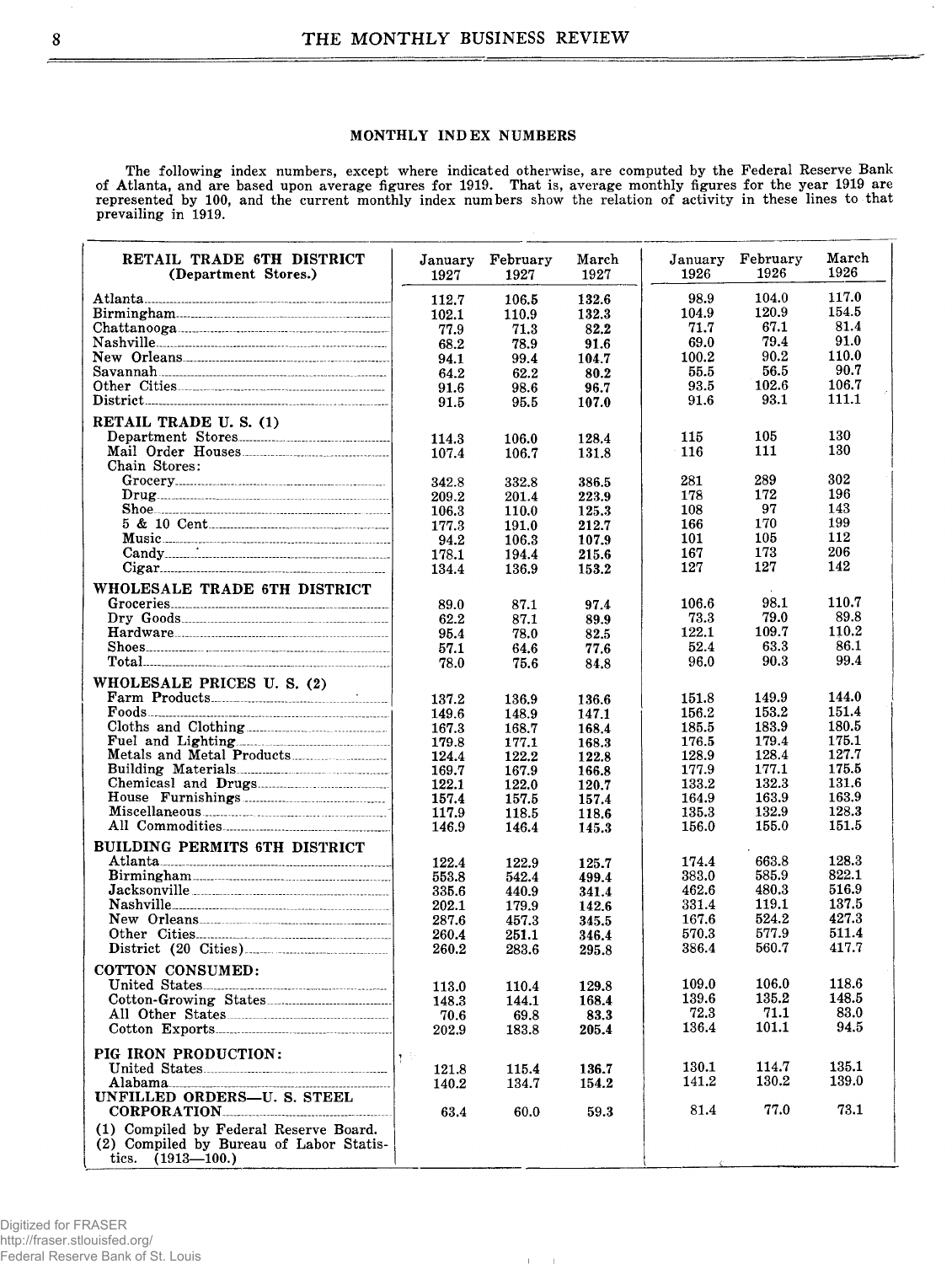## MONTHLY INDEX NUMBERS

The following index numbers, except where indicated otherwise, are computed by the Federal Reserve Bank of Atlanta, and are based upon average figures for 1919. That is, average monthly figures for the year 1919 are represented by 100, and the current monthly index numbers show the relation of activity in these lines to that prevailing in 1919.

| | January 1927 | February 1927 | March 1927 | January 1926 | February 1926 | March 1926 |
|---|---|---|---|---|---|---|
| **RETAIL TRADE 6TH DISTRICT (Department Stores.)** | | | | | | |
| Atlanta | 112.7 | 106.5 | 132.6 | 98.9 | 104.0 | 117.0 |
| Birmingham | 102.1 | 110.9 | 132.3 | 104.9 | 120.9 | 154.5 |
| Chattanooga | 77.9 | 71.3 | 82.2 | 71.7 | 67.1 | 81.4 |
| Nashville | 68.2 | 78.9 | 91.6 | 69.0 | 79.4 | 91.0 |
| New Orleans | 94.1 | 99.4 | 104.7 | 100.2 | 90.2 | 110.0 |
| Savannah | 64.2 | 62.2 | 80.2 | 55.5 | 56.5 | 90.7 |
| Other Cities | 91.6 | 98.6 | 96.7 | 93.5 | 102.6 | 106.7 |
| District | 91.5 | 95.5 | 107.0 | 91.6 | 93.1 | 111.1 |
| **RETAIL TRADE U. S. (1)** | | | | | | |
| Department Stores | 114.3 | 106.0 | 128.4 | 115 | 105 | 130 |
| Mail Order Houses | 107.4 | 106.7 | 131.8 | 116 | 111 | 130 |
| Chain Stores: | | | | | | |
| Grocery | 342.8 | 332.8 | 386.5 | 281 | 289 | 302 |
| Drug | 209.2 | 201.4 | 223.9 | 178 | 172 | 196 |
| Shoe | 106.3 | 110.0 | 125.3 | 108 | 97 | 143 |
| 5 & 10 Cent | 177.3 | 191.0 | 212.7 | 166 | 170 | 199 |
| Music | 94.2 | 106.3 | 107.9 | 101 | 105 | 112 |
| Candy | 178.1 | 194.4 | 215.6 | 167 | 173 | 206 |
| Cigar | 134.4 | 136.9 | 153.2 | 127 | 127 | 142 |
| **WHOLESALE TRADE 6TH DISTRICT** | | | | | | |
| Groceries | 89.0 | 87.1 | 97.4 | 106.6 | 98.1 | 110.7 |
| Dry Goods | 62.2 | 87.1 | 89.9 | 73.3 | 79.0 | 89.8 |
| Hardware | 95.4 | 78.0 | 82.5 | 122.1 | 109.7 | 110.2 |
| Shoes | 57.1 | 64.6 | 77.6 | 52.4 | 63.3 | 86.1 |
| Total | 78.0 | 75.6 | 84.8 | 96.0 | 90.3 | 99.4 |
| **WHOLESALE PRICES U. S. (2)** | | | | | | |
| Farm Products | 137.2 | 136.9 | 136.6 | 151.8 | 149.9 | 144.0 |
| Foods | 149.6 | 148.9 | 147.1 | 156.2 | 153.2 | 151.4 |
| Cloths and Clothing | 167.3 | 168.7 | 168.4 | 185.5 | 183.9 | 180.5 |
| Fuel and Lighting | 179.8 | 177.1 | 168.3 | 176.5 | 179.4 | 175.1 |
| Metals and Metal Products | 124.4 | 122.2 | 122.8 | 128.9 | 128.4 | 127.7 |
| Building Materials | 169.7 | 167.9 | 166.8 | 177.9 | 177.1 | 175.5 |
| Chemicasl and Drugs | 122.1 | 122.0 | 120.7 | 133.2 | 132.3 | 131.6 |
| House Furnishings | 157.4 | 157.5 | 157.4 | 164.9 | 163.9 | 163.9 |
| Miscellaneous | 117.9 | 118.5 | 118.6 | 135.3 | 132.9 | 128.3 |
| All Commodities | 146.9 | 146.4 | 145.3 | 156.0 | 155.0 | 151.5 |
| **BUILDING PERMITS 6TH DISTRICT** | | | | | | |
| Atlanta | 122.4 | 122.9 | 125.7 | 174.4 | 663.8 | 128.3 |
| Birmingham | 553.8 | 542.4 | 499.4 | 383.0 | 585.9 | 822.1 |
| Jacksonville | 335.6 | 440.9 | 341.4 | 462.6 | 480.3 | 516.9 |
| Nashville | 202.1 | 179.9 | 142.6 | 331.4 | 119.1 | 137.5 |
| New Orleans | 287.6 | 457.3 | 345.5 | 167.6 | 524.2 | 427.3 |
| Other Cities | 260.4 | 251.1 | 346.4 | 570.3 | 577.9 | 511.4 |
| District (20 Cities) | 260.2 | 283.6 | 295.8 | 386.4 | 560.7 | 417.7 |
| **COTTON CONSUMED:** | | | | | | |
| United States | 113.0 | 110.4 | 129.8 | 109.0 | 106.0 | 118.6 |
| Cotton-Growing States | 148.3 | 144.1 | 168.4 | 139.6 | 135.2 | 148.5 |
| All Other States | 70.6 | 69.8 | 83.3 | 72.3 | 71.1 | 83.0 |
| Cotton Exports | 202.9 | 183.8 | 205.4 | 136.4 | 101.1 | 94.5 |
| **PIG IRON PRODUCTION:** | | | | | | |
| United States | 121.8 | 115.4 | 136.7 | 130.1 | 114.7 | 135.1 |
| Alabama | 140.2 | 134.7 | 154.2 | 141.2 | 130.2 | 139.0 |
| **UNFILLED ORDERS—U. S. STEEL CORPORATION** | 63.4 | 60.0 | 59.3 | 81.4 | 77.0 | 73.1 |

(1) Compiled by Federal Reserve Board.
(2) Compiled by Bureau of Labor Statistics. (1913—100.)